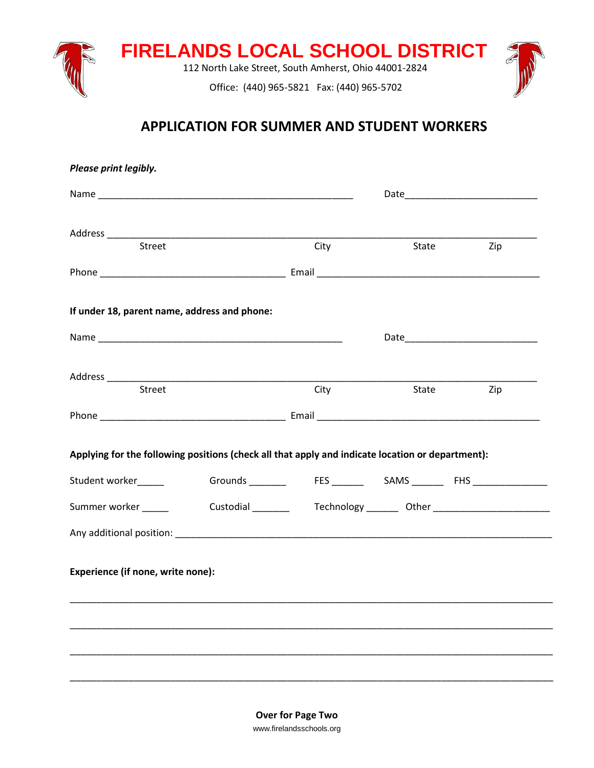# FIRELANDS LOCAL SCHOOL DISTRICT

112 North Lake Street, South Amherst, Ohio 44001-2824

Office: (440) 965-5821 Fax: (440) 965-5702

## APPLICATION FOR SUMMER AND STUDENT WORKERS

***Please print legibly.***

Name ________________________________________________ Date________________________

Address ______________________________________________________________________________
Street City State Zip

Phone ___________________________________ Email __________________________________________

**If under 18, parent name, address and phone:**

Name ______________________________________________ Date________________________

Address ______________________________________________________________________________
Street City State Zip

Phone ___________________________________ Email __________________________________________

**Applying for the following positions (check all that apply and indicate location or department):**

Student worker_____ Grounds _______ FES ______ SAMS ______ FHS ______________

Summer worker _____ Custodial _______ Technology ______ Other ______________________

Any additional position: _________________________________________________________________________

**Experience (if none, write none):**

_____________________________________________________________________________________________

_____________________________________________________________________________________________

_____________________________________________________________________________________________

_____________________________________________________________________________________________

**Over for Page Two**

www.firelandsschools.org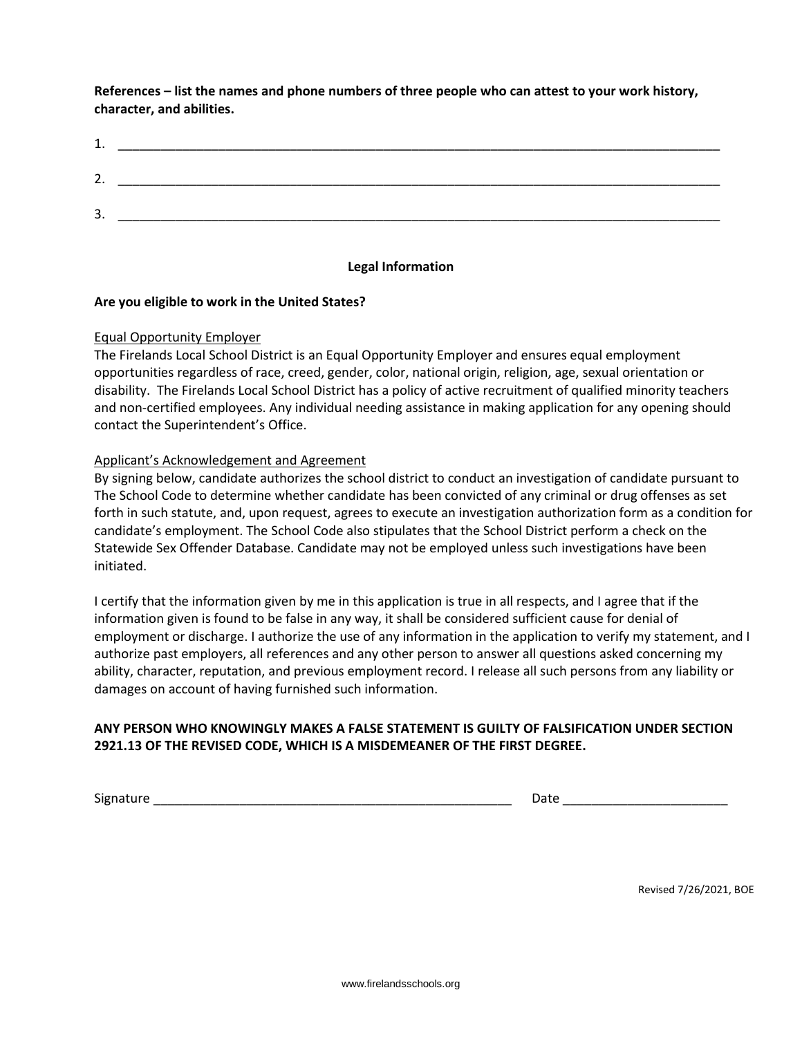**References – list the names and phone numbers of three people who can attest to your work history, character, and abilities.**

1. \_\_\_\_\_\_\_\_\_\_\_\_\_\_\_\_\_\_\_\_\_\_\_\_\_\_\_\_\_\_\_\_\_\_\_\_\_\_\_\_\_\_\_\_\_\_\_\_\_\_\_\_\_\_\_\_\_\_\_\_\_\_\_\_\_\_\_\_\_\_\_\_\_\_\_\_\_\_\_\_\_\_\_\_\_\_\_\_

2. \_\_\_\_\_\_\_\_\_\_\_\_\_\_\_\_\_\_\_\_\_\_\_\_\_\_\_\_\_\_\_\_\_\_\_\_\_\_\_\_\_\_\_\_\_\_\_\_\_\_\_\_\_\_\_\_\_\_\_\_\_\_\_\_\_\_\_\_\_\_\_\_\_\_\_\_\_\_\_\_\_\_\_\_\_\_\_\_

3. \_\_\_\_\_\_\_\_\_\_\_\_\_\_\_\_\_\_\_\_\_\_\_\_\_\_\_\_\_\_\_\_\_\_\_\_\_\_\_\_\_\_\_\_\_\_\_\_\_\_\_\_\_\_\_\_\_\_\_\_\_\_\_\_\_\_\_\_\_\_\_\_\_\_\_\_\_\_\_\_\_\_\_\_\_\_\_\_

## Legal Information

**Are you eligible to work in the United States?**

Equal Opportunity Employer

The Firelands Local School District is an Equal Opportunity Employer and ensures equal employment opportunities regardless of race, creed, gender, color, national origin, religion, age, sexual orientation or disability. The Firelands Local School District has a policy of active recruitment of qualified minority teachers and non-certified employees. Any individual needing assistance in making application for any opening should contact the Superintendent's Office.

Applicant's Acknowledgement and Agreement

By signing below, candidate authorizes the school district to conduct an investigation of candidate pursuant to The School Code to determine whether candidate has been convicted of any criminal or drug offenses as set forth in such statute, and, upon request, agrees to execute an investigation authorization form as a condition for candidate's employment. The School Code also stipulates that the School District perform a check on the Statewide Sex Offender Database. Candidate may not be employed unless such investigations have been initiated.

I certify that the information given by me in this application is true in all respects, and I agree that if the information given is found to be false in any way, it shall be considered sufficient cause for denial of employment or discharge. I authorize the use of any information in the application to verify my statement, and I authorize past employers, all references and any other person to answer all questions asked concerning my ability, character, reputation, and previous employment record. I release all such persons from any liability or damages on account of having furnished such information.

**ANY PERSON WHO KNOWINGLY MAKES A FALSE STATEMENT IS GUILTY OF FALSIFICATION UNDER SECTION 2921.13 OF THE REVISED CODE, WHICH IS A MISDEMEANER OF THE FIRST DEGREE.**

Signature \_\_\_\_\_\_\_\_\_\_\_\_\_\_\_\_\_\_\_\_\_\_\_\_\_\_\_\_\_\_\_\_\_\_\_\_\_\_\_\_\_\_\_\_\_\_\_\_\_\_ Date \_\_\_\_\_\_\_\_\_\_\_\_\_\_\_\_\_\_\_\_\_\_\_

Revised 7/26/2021, BOE